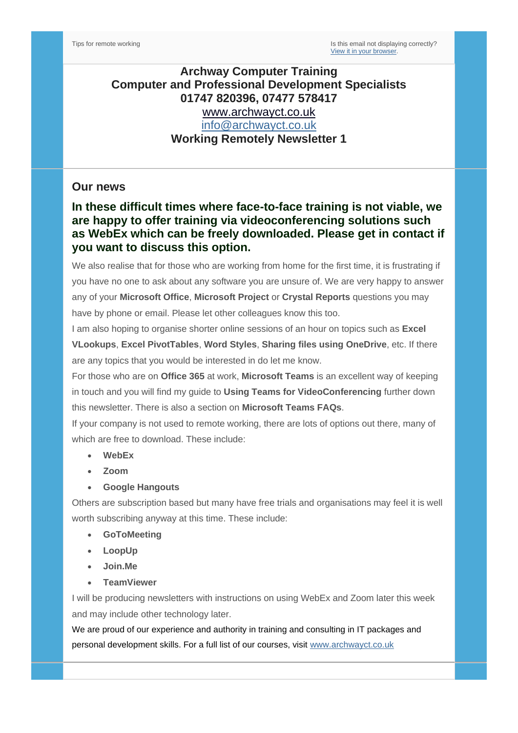Tips for remote working

Is this email not displaying correctly?
View it in your browser.

**Archway Computer Training**
**Computer and Professional Development Specialists**
**01747 820396, 07477 578417**
www.archwayct.co.uk
info@archwayct.co.uk
**Working Remotely Newsletter 1**

## Our news

### In these difficult times where face-to-face training is not viable, we are happy to offer training via videoconferencing solutions such as WebEx which can be freely downloaded. Please get in contact if you want to discuss this option.

We also realise that for those who are working from home for the first time, it is frustrating if you have no one to ask about any software you are unsure of. We are very happy to answer any of your **Microsoft Office**, **Microsoft Project** or **Crystal Reports** questions you may have by phone or email. Please let other colleagues know this too.

I am also hoping to organise shorter online sessions of an hour on topics such as **Excel VLookups**, **Excel PivotTables**, **Word Styles**, **Sharing files using OneDrive**, etc. If there are any topics that you would be interested in do let me know.

For those who are on **Office 365** at work, **Microsoft Teams** is an excellent way of keeping in touch and you will find my guide to **Using Teams for VideoConferencing** further down this newsletter. There is also a section on **Microsoft Teams FAQs**.

If your company is not used to remote working, there are lots of options out there, many of which are free to download. These include:

- **WebEx**
- **Zoom**
- **Google Hangouts**

Others are subscription based but many have free trials and organisations may feel it is well worth subscribing anyway at this time. These include:

- **GoToMeeting**
- **LoopUp**
- **Join.Me**
- **TeamViewer**

I will be producing newsletters with instructions on using WebEx and Zoom later this week and may include other technology later.

We are proud of our experience and authority in training and consulting in IT packages and personal development skills. For a full list of our courses, visit www.archwayct.co.uk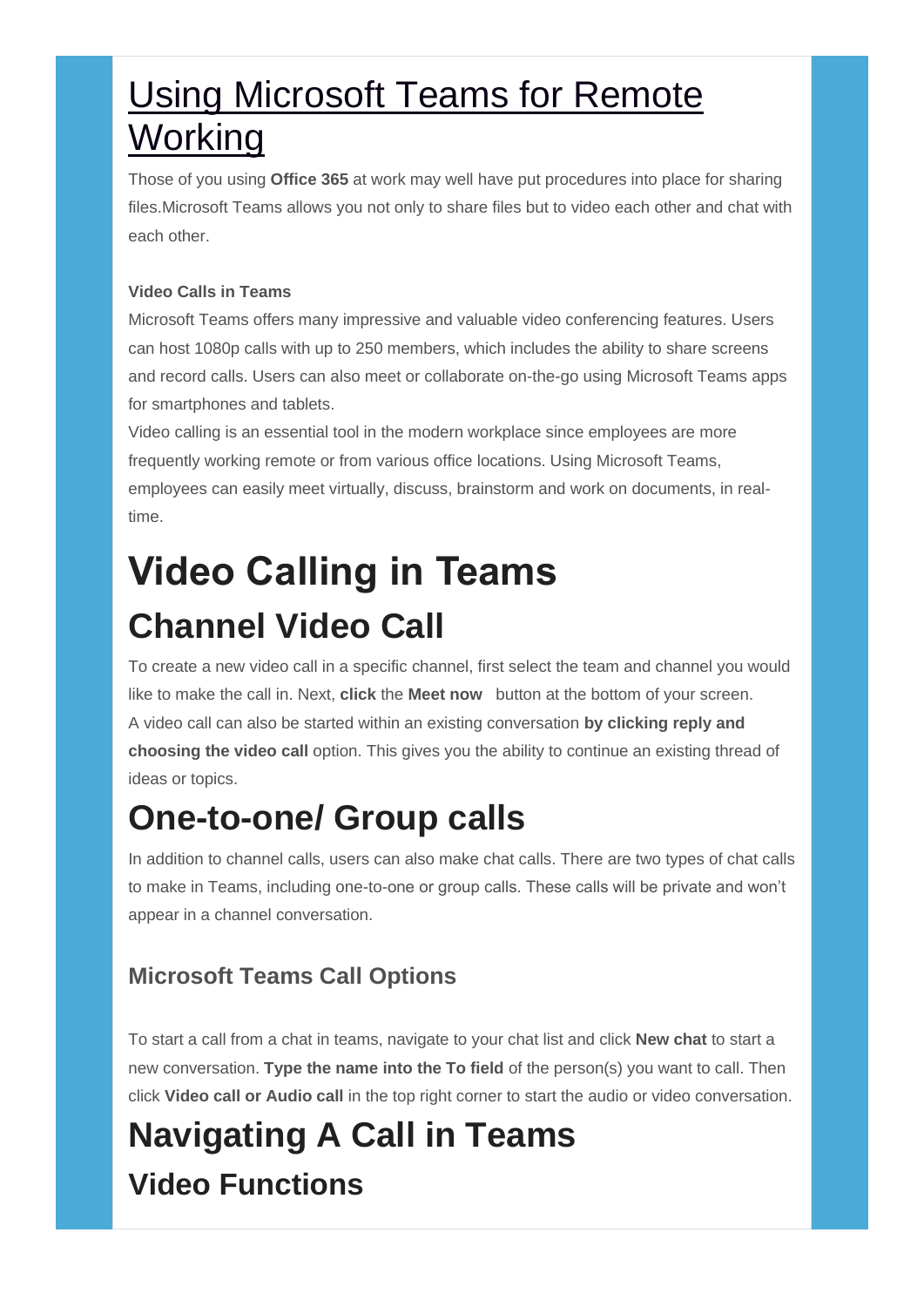# Using Microsoft Teams for Remote Working

Those of you using **Office 365** at work may well have put procedures into place for sharing files.Microsoft Teams allows you not only to share files but to video each other and chat with each other.

**Video Calls in Teams**

Microsoft Teams offers many impressive and valuable video conferencing features. Users can host 1080p calls with up to 250 members, which includes the ability to share screens and record calls. Users can also meet or collaborate on-the-go using Microsoft Teams apps for smartphones and tablets.

Video calling is an essential tool in the modern workplace since employees are more frequently working remote or from various office locations. Using Microsoft Teams, employees can easily meet virtually, discuss, brainstorm and work on documents, in real-time.

# Video Calling in Teams

## Channel Video Call

To create a new video call in a specific channel, first select the team and channel you would like to make the call in. Next, **click** the **Meet now** button at the bottom of your screen.

A video call can also be started within an existing conversation **by clicking reply and choosing the video call** option. This gives you the ability to continue an existing thread of ideas or topics.

## One-to-one/ Group calls

In addition to channel calls, users can also make chat calls. There are two types of chat calls to make in Teams, including one-to-one or group calls. These calls will be private and won't appear in a channel conversation.

### Microsoft Teams Call Options

To start a call from a chat in teams, navigate to your chat list and click **New chat** to start a new conversation. **Type the name into the To field** of the person(s) you want to call. Then click **Video call or Audio call** in the top right corner to start the audio or video conversation.

# Navigating A Call in Teams

## Video Functions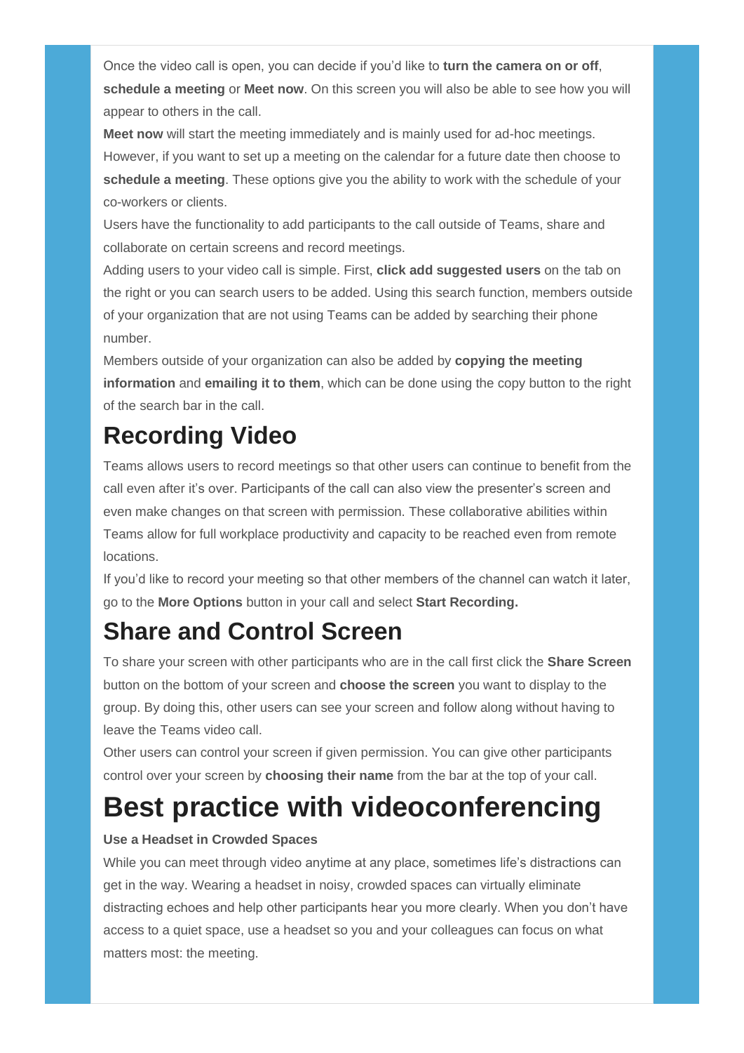Once the video call is open, you can decide if you'd like to **turn the camera on or off**, **schedule a meeting** or **Meet now**. On this screen you will also be able to see how you will appear to others in the call.

**Meet now** will start the meeting immediately and is mainly used for ad-hoc meetings. However, if you want to set up a meeting on the calendar for a future date then choose to **schedule a meeting**. These options give you the ability to work with the schedule of your co-workers or clients.

Users have the functionality to add participants to the call outside of Teams, share and collaborate on certain screens and record meetings.

Adding users to your video call is simple. First, **click add suggested users** on the tab on the right or you can search users to be added. Using this search function, members outside of your organization that are not using Teams can be added by searching their phone number.

Members outside of your organization can also be added by **copying the meeting information** and **emailing it to them**, which can be done using the copy button to the right of the search bar in the call.

## Recording Video

Teams allows users to record meetings so that other users can continue to benefit from the call even after it's over. Participants of the call can also view the presenter's screen and even make changes on that screen with permission. These collaborative abilities within Teams allow for full workplace productivity and capacity to be reached even from remote locations.

If you'd like to record your meeting so that other members of the channel can watch it later, go to the **More Options** button in your call and select **Start Recording.**

## Share and Control Screen

To share your screen with other participants who are in the call first click the **Share Screen** button on the bottom of your screen and **choose the screen** you want to display to the group. By doing this, other users can see your screen and follow along without having to leave the Teams video call.

Other users can control your screen if given permission. You can give other participants control over your screen by **choosing their name** from the bar at the top of your call.

# Best practice with videoconferencing

**Use a Headset in Crowded Spaces**

While you can meet through video anytime at any place, sometimes life's distractions can get in the way. Wearing a headset in noisy, crowded spaces can virtually eliminate distracting echoes and help other participants hear you more clearly. When you don't have access to a quiet space, use a headset so you and your colleagues can focus on what matters most: the meeting.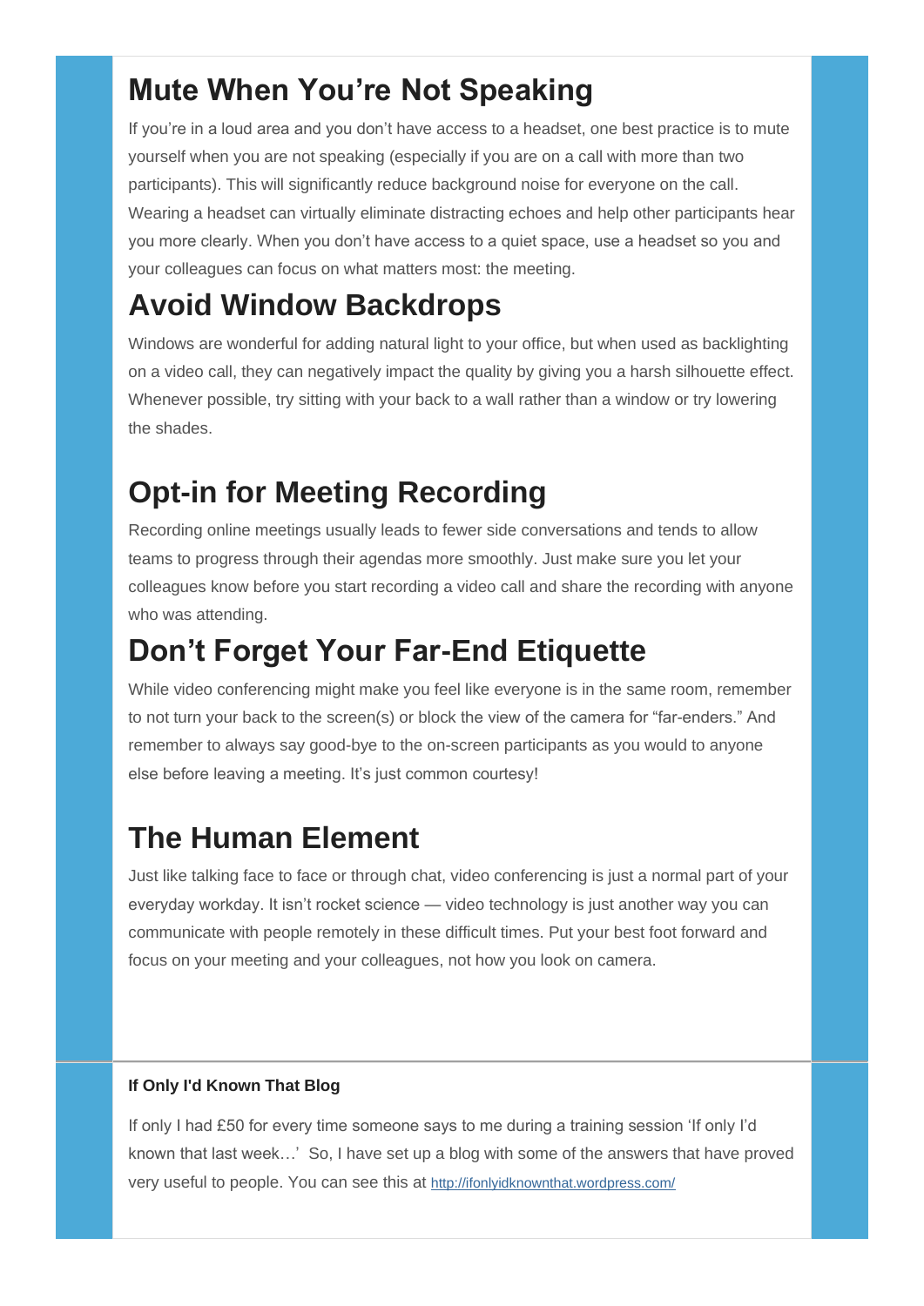## Mute When You're Not Speaking

If you're in a loud area and you don't have access to a headset, one best practice is to mute yourself when you are not speaking (especially if you are on a call with more than two participants). This will significantly reduce background noise for everyone on the call. Wearing a headset can virtually eliminate distracting echoes and help other participants hear you more clearly. When you don't have access to a quiet space, use a headset so you and your colleagues can focus on what matters most: the meeting.

## Avoid Window Backdrops

Windows are wonderful for adding natural light to your office, but when used as backlighting on a video call, they can negatively impact the quality by giving you a harsh silhouette effect. Whenever possible, try sitting with your back to a wall rather than a window or try lowering the shades.

## Opt-in for Meeting Recording

Recording online meetings usually leads to fewer side conversations and tends to allow teams to progress through their agendas more smoothly. Just make sure you let your colleagues know before you start recording a video call and share the recording with anyone who was attending.

## Don't Forget Your Far-End Etiquette

While video conferencing might make you feel like everyone is in the same room, remember to not turn your back to the screen(s) or block the view of the camera for "far-enders." And remember to always say good-bye to the on-screen participants as you would to anyone else before leaving a meeting. It's just common courtesy!

## The Human Element

Just like talking face to face or through chat, video conferencing is just a normal part of your everyday workday. It isn't rocket science — video technology is just another way you can communicate with people remotely in these difficult times. Put your best foot forward and focus on your meeting and your colleagues, not how you look on camera.

---

**If Only I'd Known That Blog**

If only I had £50 for every time someone says to me during a training session 'If only I'd known that last week…' So, I have set up a blog with some of the answers that have proved very useful to people. You can see this at http://ifonlyidknownthat.wordpress.com/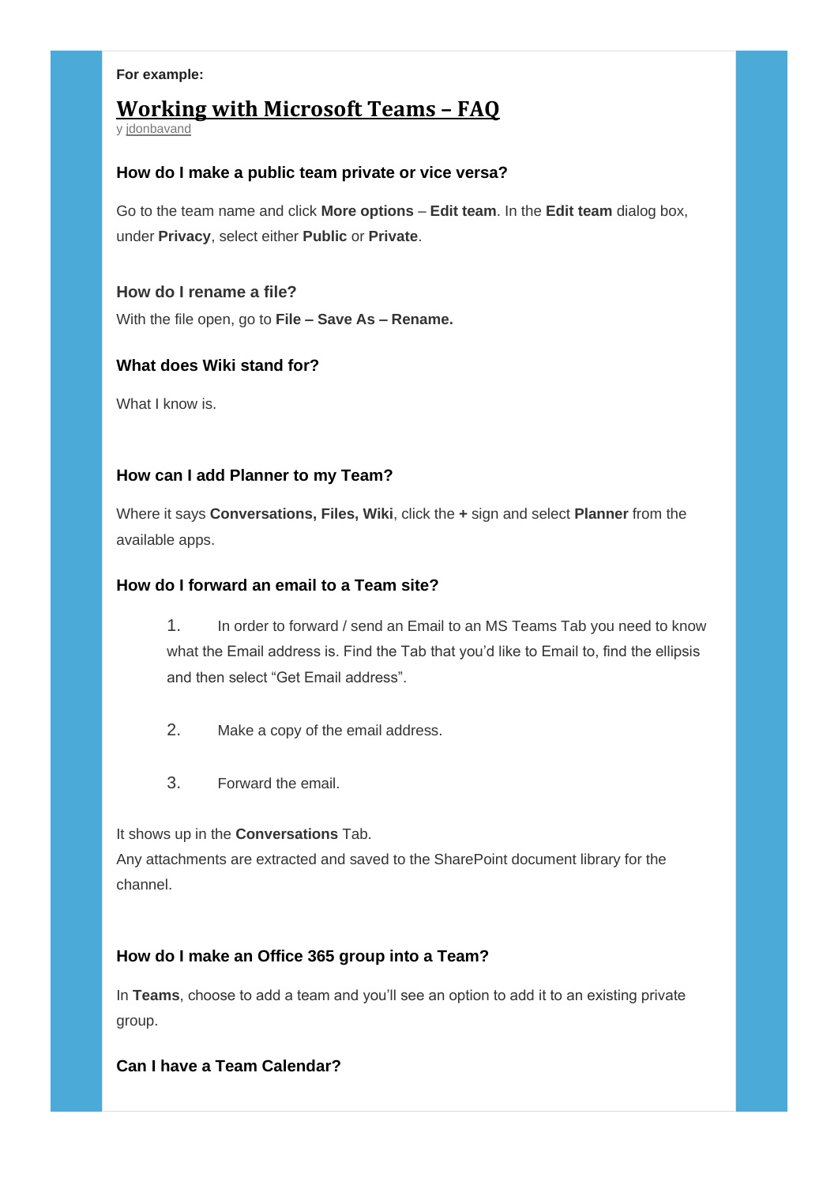**For example:**

# Working with Microsoft Teams – FAQ

y jdonbavand

### How do I make a public team private or vice versa?

Go to the team name and click **More options** – **Edit team**. In the **Edit team** dialog box, under **Privacy**, select either **Public** or **Private**.

### How do I rename a file?

With the file open, go to **File – Save As – Rename.**

### What does Wiki stand for?

What I know is.

### How can I add Planner to my Team?

Where it says **Conversations, Files, Wiki**, click the **+** sign and select **Planner** from the available apps.

### How do I forward an email to a Team site?

1. In order to forward / send an Email to an MS Teams Tab you need to know what the Email address is. Find the Tab that you'd like to Email to, find the ellipsis and then select "Get Email address".

2. Make a copy of the email address.

3. Forward the email.

It shows up in the **Conversations** Tab.
Any attachments are extracted and saved to the SharePoint document library for the channel.

### How do I make an Office 365 group into a Team?

In **Teams**, choose to add a team and you'll see an option to add it to an existing private group.

### Can I have a Team Calendar?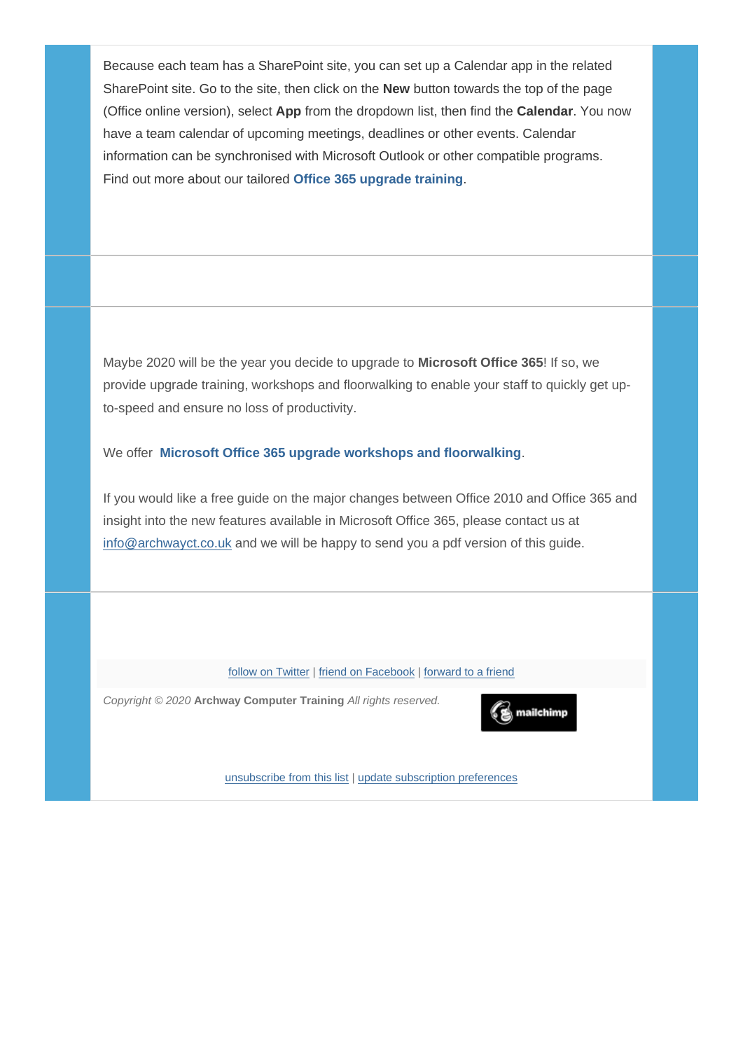Because each team has a SharePoint site, you can set up a Calendar app in the related SharePoint site. Go to the site, then click on the **New** button towards the top of the page (Office online version), select **App** from the dropdown list, then find the **Calendar**. You now have a team calendar of upcoming meetings, deadlines or other events. Calendar information can be synchronised with Microsoft Outlook or other compatible programs. Find out more about our tailored **Office 365 upgrade training**.

Maybe 2020 will be the year you decide to upgrade to **Microsoft Office 365**! If so, we provide upgrade training, workshops and floorwalking to enable your staff to quickly get up-to-speed and ensure no loss of productivity.

We offer **Microsoft Office 365 upgrade workshops and floorwalking**.

If you would like a free guide on the major changes between Office 2010 and Office 365 and insight into the new features available in Microsoft Office 365, please contact us at info@archwayct.co.uk and we will be happy to send you a pdf version of this guide.

follow on Twitter | friend on Facebook | forward to a friend

*Copyright © 2020* **Archway Computer Training** *All rights reserved.*

mailchimp

unsubscribe from this list | update subscription preferences